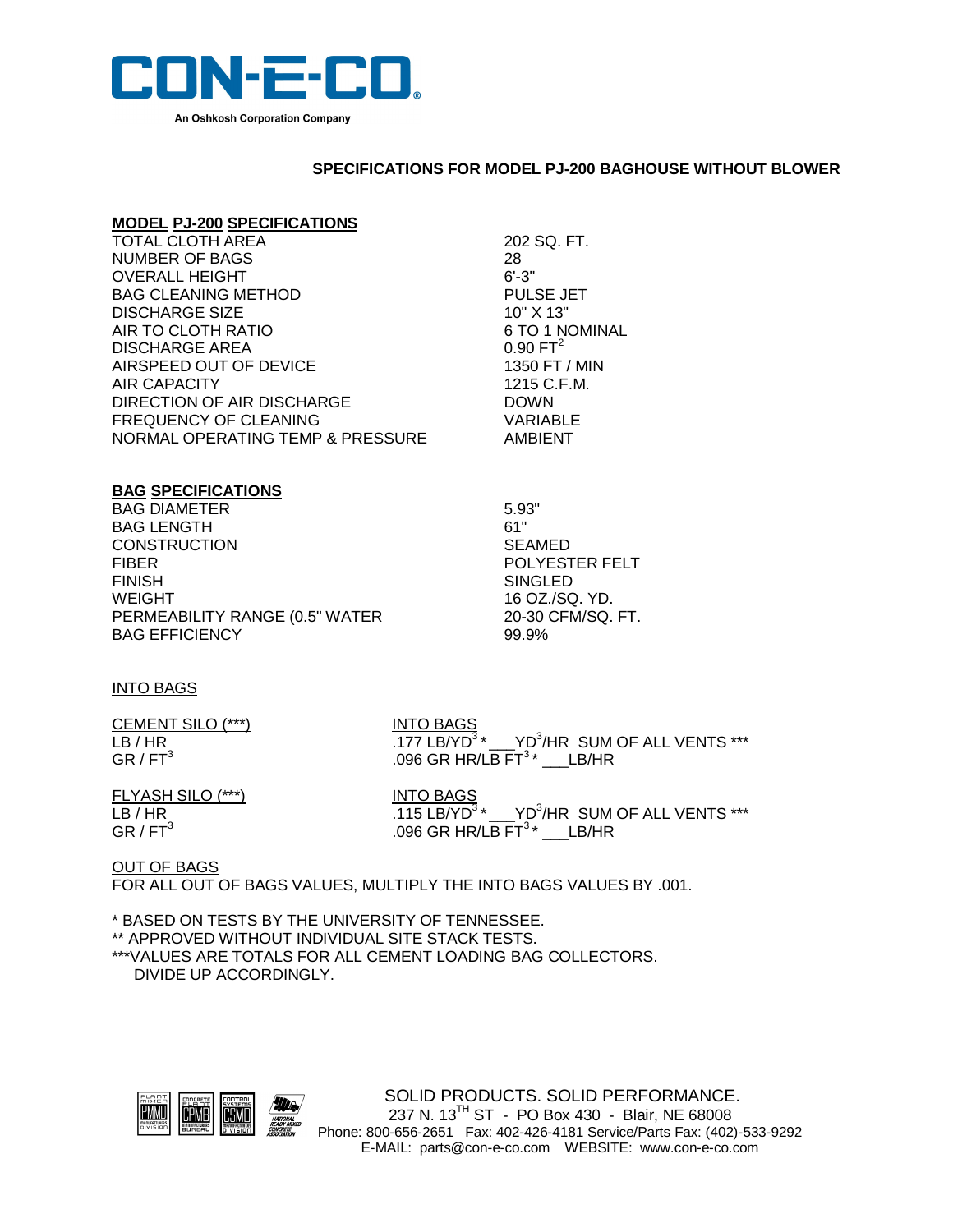CON-E-CO

An Oshkosh Corporation Company

## SPECIFICATIONS FOR MODEL PJ-200 BAGHOUSE WITHOUT BLOWER

### MODEL PJ-200 SPECIFICATIONS

| | |
|---|---|
| TOTAL CLOTH AREA | 202 SQ. FT. |
| NUMBER OF BAGS | 28 |
| OVERALL HEIGHT | 6'-3" |
| BAG CLEANING METHOD | PULSE JET |
| DISCHARGE SIZE | 10" X 13" |
| AIR TO CLOTH RATIO | 6 TO 1 NOMINAL |
| DISCHARGE AREA | 0.90 $FT^2$ |
| AIRSPEED OUT OF DEVICE | 1350 FT / MIN |
| AIR CAPACITY | 1215 C.F.M. |
| DIRECTION OF AIR DISCHARGE | DOWN |
| FREQUENCY OF CLEANING | VARIABLE |
| NORMAL OPERATING TEMP & PRESSURE | AMBIENT |

### BAG SPECIFICATIONS

| | |
|---|---|
| BAG DIAMETER | 5.93" |
| BAG LENGTH | 61" |
| CONSTRUCTION | SEAMED |
| FIBER | POLYESTER FELT |
| FINISH | SINGLED |
| WEIGHT | 16 OZ./SQ. YD. |
| PERMEABILITY RANGE (0.5" WATER | 20-30 CFM/SQ. FT. |
| BAG EFFICIENCY | 99.9% |

INTO BAGS

| CEMENT SILO (***) | INTO BAGS |
|---|---|
| LB / HR | .177 LB/$YD^3$ * ___$YD^3$/HR SUM OF ALL VENTS *** |
| GR / $FT^3$ | .096 GR HR/LB $FT^3$ * ___LB/HR |

| FLYASH SILO (***) | INTO BAGS |
|---|---|
| LB / HR | .115 LB/$YD^3$ * ___$YD^3$/HR SUM OF ALL VENTS *** |
| GR / $FT^3$ | .096 GR HR/LB $FT^3$ * ___LB/HR |

OUT OF BAGS

FOR ALL OUT OF BAGS VALUES, MULTIPLY THE INTO BAGS VALUES BY .001.

\* BASED ON TESTS BY THE UNIVERSITY OF TENNESSEE.

** APPROVED WITHOUT INDIVIDUAL SITE STACK TESTS.

***VALUES ARE TOTALS FOR ALL CEMENT LOADING BAG COLLECTORS. DIVIDE UP ACCORDINGLY.

SOLID PRODUCTS. SOLID PERFORMANCE.
237 N. 13TH ST - PO Box 430 - Blair, NE 68008
Phone: 800-656-2651 Fax: 402-426-4181 Service/Parts Fax: (402)-533-9292
E-MAIL: parts@con-e-co.com WEBSITE: www.con-e-co.com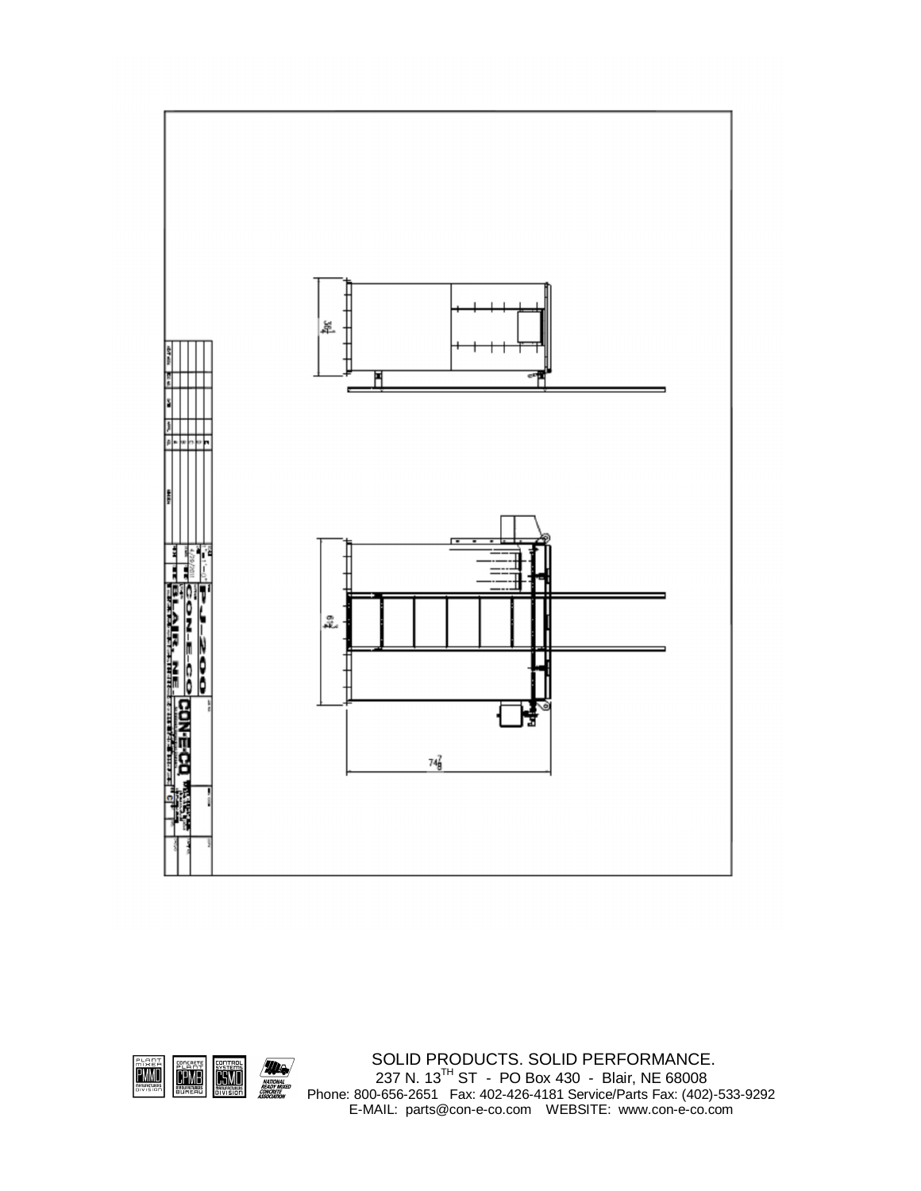$30\frac{1}{4}$

$61\frac{3}{4}$

$74\frac{7}{8}$

PJ-200

CON-E-CO

BLAIR, NE

4/26/2011

SOLID PRODUCTS. SOLID PERFORMANCE.
237 N. 13TH ST - PO Box 430 - Blair, NE 68008
Phone: 800-656-2651 Fax: 402-426-4181 Service/Parts Fax: (402)-533-9292
E-MAIL: parts@con-e-co.com WEBSITE: www.con-e-co.com